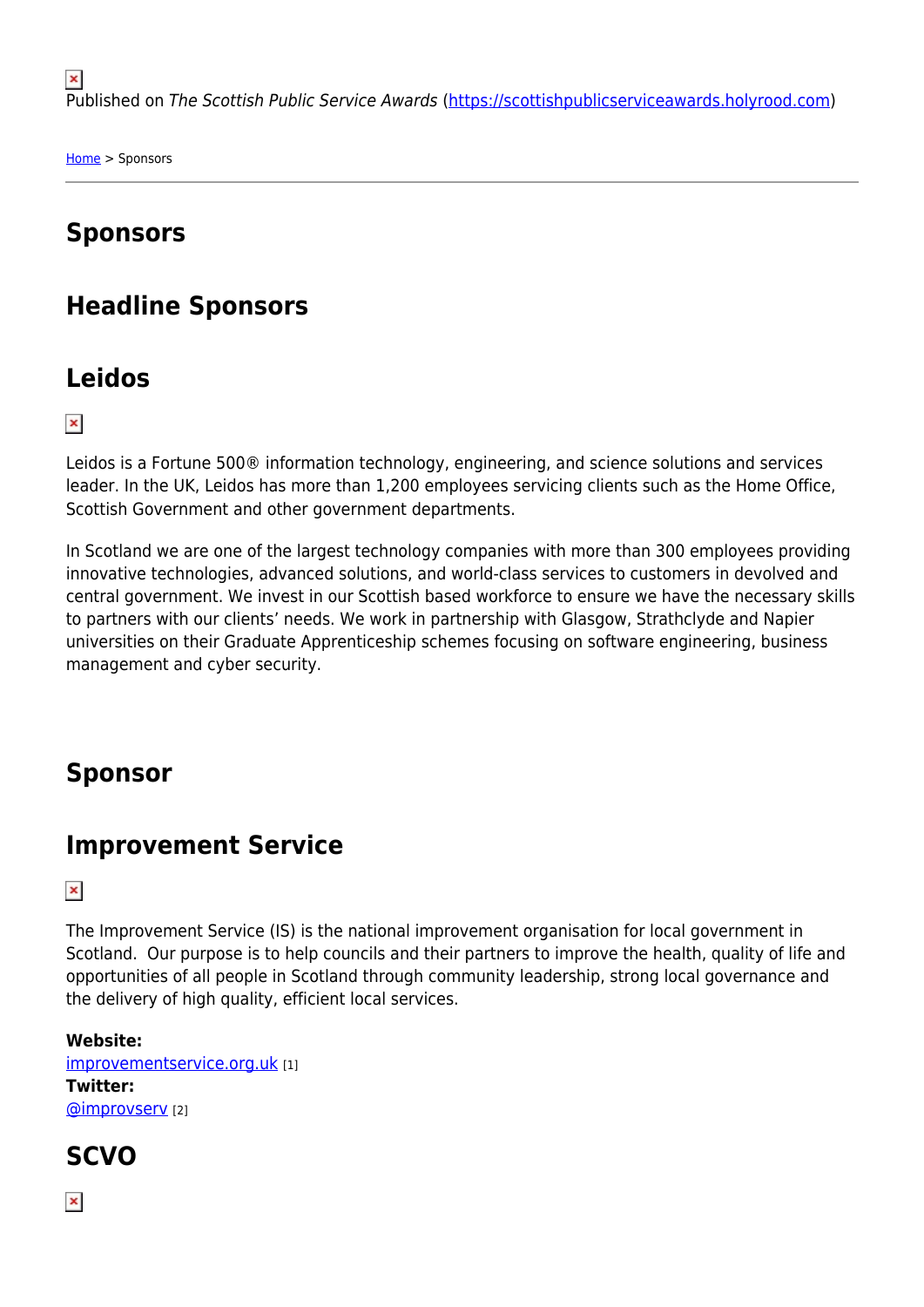Published on *The Scottish Public Service Awards* (https://scottishpublicserviceawards.holyrood.com)

Home > Sponsors

# Sponsors

## Headline Sponsors

## Leidos

Leidos is a Fortune 500® information technology, engineering, and science solutions and services leader. In the UK, Leidos has more than 1,200 employees servicing clients such as the Home Office, Scottish Government and other government departments.

In Scotland we are one of the largest technology companies with more than 300 employees providing innovative technologies, advanced solutions, and world-class services to customers in devolved and central government. We invest in our Scottish based workforce to ensure we have the necessary skills to partners with our clients' needs. We work in partnership with Glasgow, Strathclyde and Napier universities on their Graduate Apprenticeship schemes focusing on software engineering, business management and cyber security.

## Sponsor

## Improvement Service

The Improvement Service (IS) is the national improvement organisation for local government in Scotland. Our purpose is to help councils and their partners to improve the health, quality of life and opportunities of all people in Scotland through community leadership, strong local governance and the delivery of high quality, efficient local services.

**Website:**
improvementservice.org.uk [1]
**Twitter:**
@improvserv [2]

## SCVO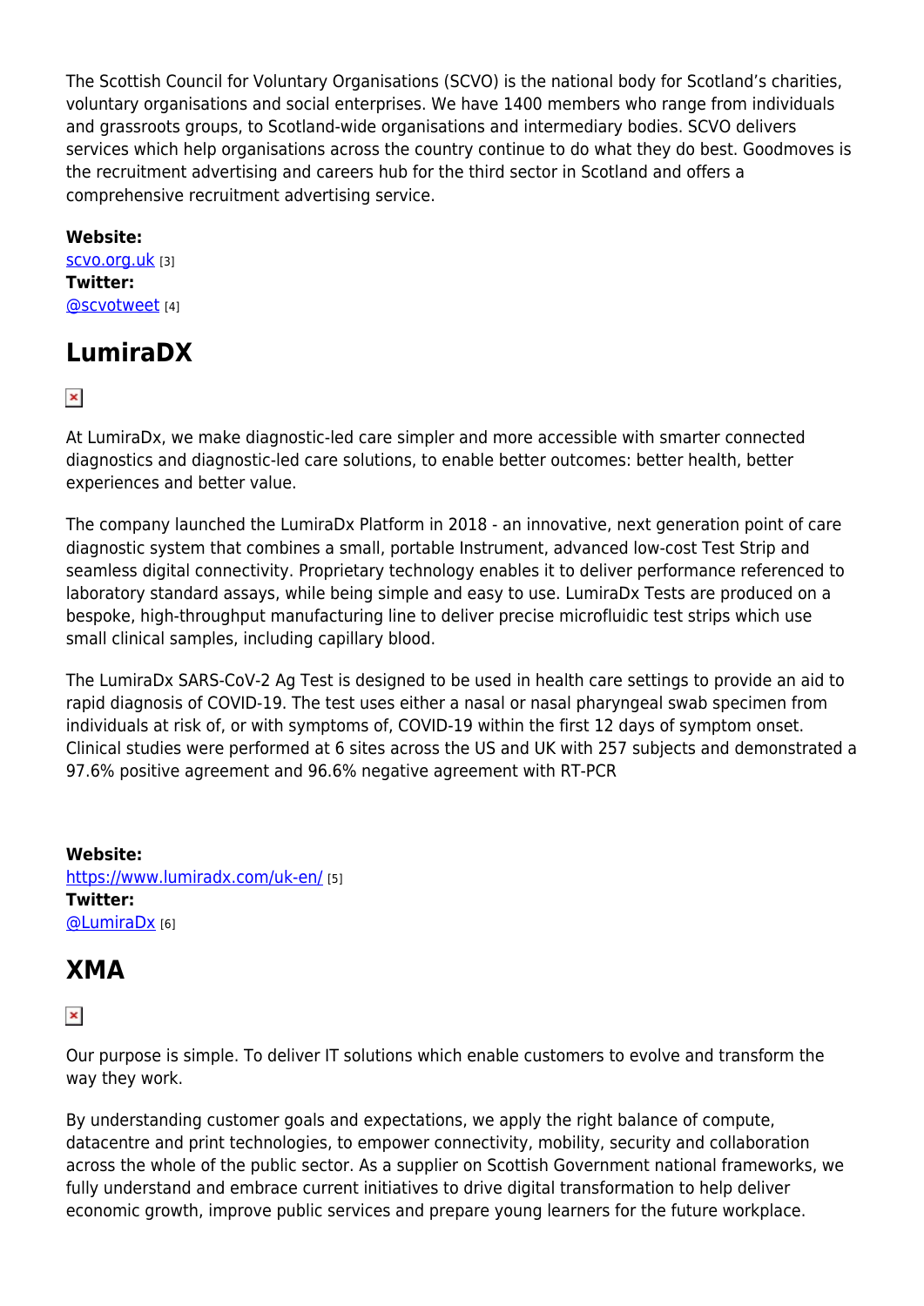The Scottish Council for Voluntary Organisations (SCVO) is the national body for Scotland's charities, voluntary organisations and social enterprises. We have 1400 members who range from individuals and grassroots groups, to Scotland-wide organisations and intermediary bodies. SCVO delivers services which help organisations across the country continue to do what they do best. Goodmoves is the recruitment advertising and careers hub for the third sector in Scotland and offers a comprehensive recruitment advertising service.

**Website:**
scvo.org.uk [3]
**Twitter:**
@scvotweet [4]

## LumiraDX

At LumiraDx, we make diagnostic-led care simpler and more accessible with smarter connected diagnostics and diagnostic-led care solutions, to enable better outcomes: better health, better experiences and better value.

The company launched the LumiraDx Platform in 2018 - an innovative, next generation point of care diagnostic system that combines a small, portable Instrument, advanced low-cost Test Strip and seamless digital connectivity. Proprietary technology enables it to deliver performance referenced to laboratory standard assays, while being simple and easy to use. LumiraDx Tests are produced on a bespoke, high-throughput manufacturing line to deliver precise microfluidic test strips which use small clinical samples, including capillary blood.

The LumiraDx SARS-CoV-2 Ag Test is designed to be used in health care settings to provide an aid to rapid diagnosis of COVID-19. The test uses either a nasal or nasal pharyngeal swab specimen from individuals at risk of, or with symptoms of, COVID-19 within the first 12 days of symptom onset. Clinical studies were performed at 6 sites across the US and UK with 257 subjects and demonstrated a 97.6% positive agreement and 96.6% negative agreement with RT-PCR

**Website:**
https://www.lumiradx.com/uk-en/ [5]
**Twitter:**
@LumiraDx [6]

## XMA

Our purpose is simple. To deliver IT solutions which enable customers to evolve and transform the way they work.

By understanding customer goals and expectations, we apply the right balance of compute, datacentre and print technologies, to empower connectivity, mobility, security and collaboration across the whole of the public sector. As a supplier on Scottish Government national frameworks, we fully understand and embrace current initiatives to drive digital transformation to help deliver economic growth, improve public services and prepare young learners for the future workplace.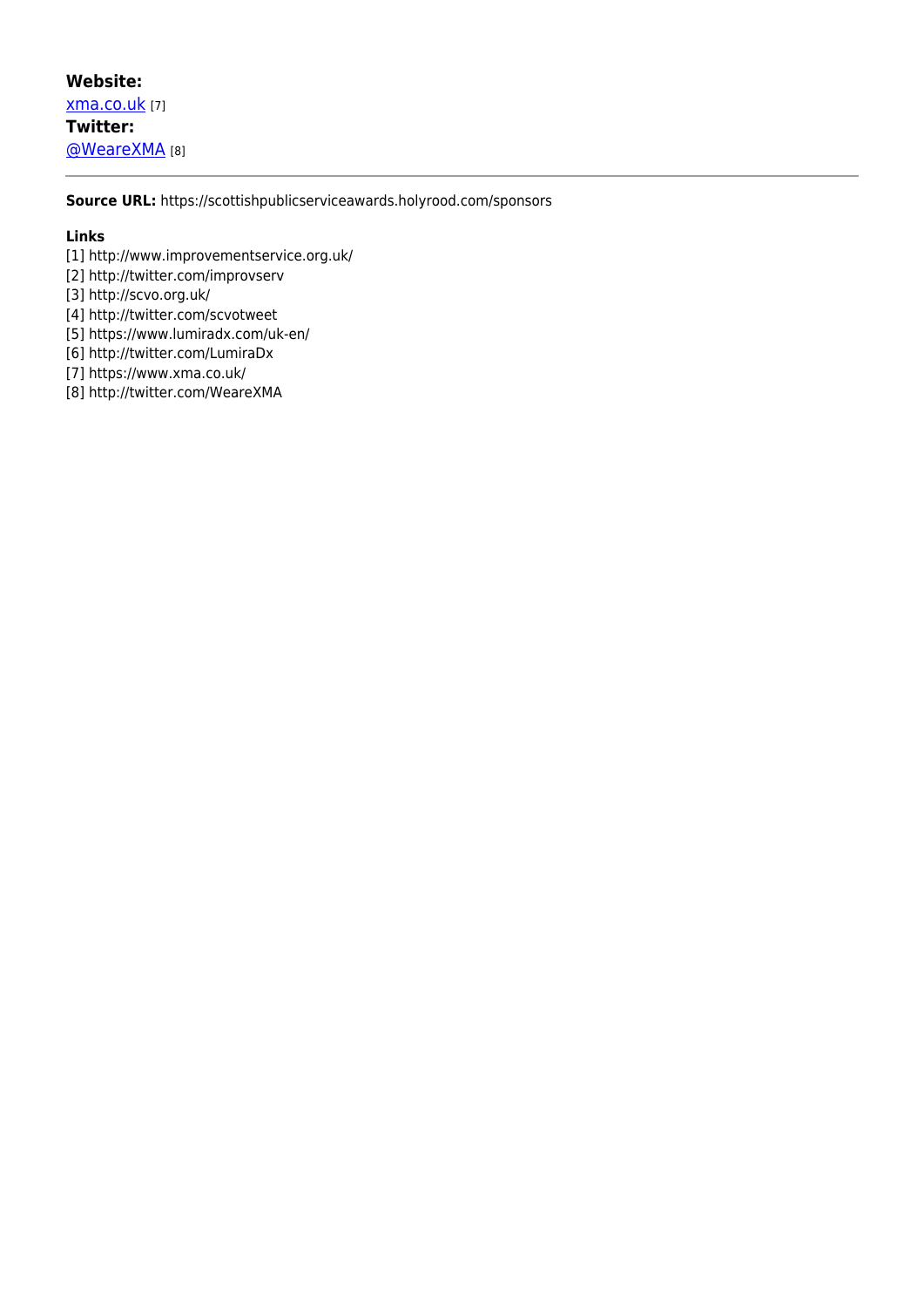**Website:**
[xma.co.uk](https://www.xma.co.uk/) [7]
**Twitter:**
[@WeareXMA](http://twitter.com/WeareXMA) [8]

---

**Source URL:** https://scottishpublicserviceawards.holyrood.com/sponsors

**Links**
[1] http://www.improvementservice.org.uk/
[2] http://twitter.com/improvserv
[3] http://scvo.org.uk/
[4] http://twitter.com/scvotweet
[5] https://www.lumiradx.com/uk-en/
[6] http://twitter.com/LumiraDx
[7] https://www.xma.co.uk/
[8] http://twitter.com/WeareXMA